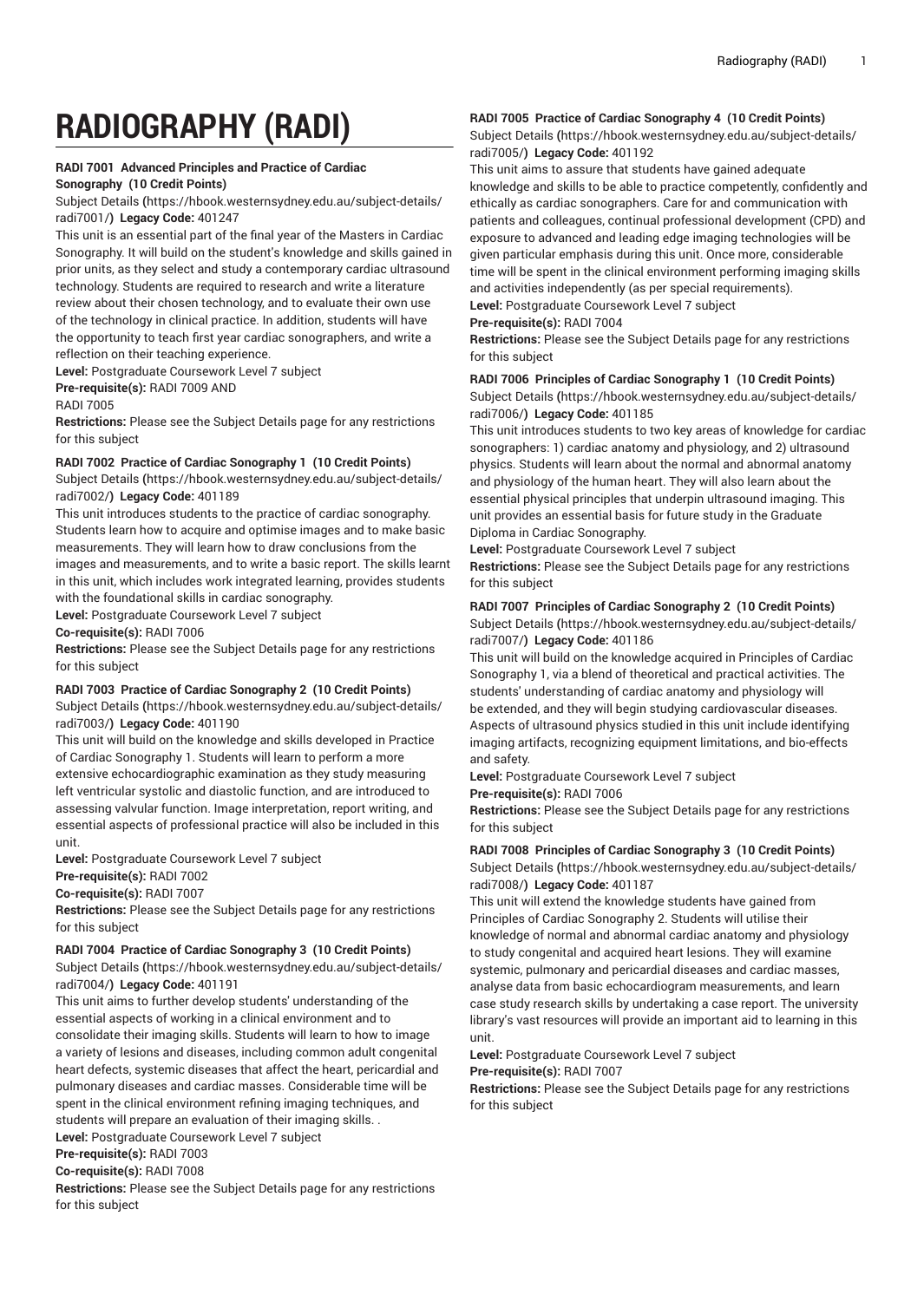# RADIOGRAPHY (RADI)

**RADI 7001 Advanced Principles and Practice of Cardiac Sonography (10 Credit Points)**

Subject Details (https://hbook.westernsydney.edu.au/subject-details/radi7001/) **Legacy Code:** 401247

This unit is an essential part of the final year of the Masters in Cardiac Sonography. It will build on the student's knowledge and skills gained in prior units, as they select and study a contemporary cardiac ultrasound technology. Students are required to research and write a literature review about their chosen technology, and to evaluate their own use of the technology in clinical practice. In addition, students will have the opportunity to teach first year cardiac sonographers, and write a reflection on their teaching experience.

**Level:** Postgraduate Coursework Level 7 subject

**Pre-requisite(s):** RADI 7009 AND
RADI 7005

**Restrictions:** Please see the Subject Details page for any restrictions for this subject

**RADI 7002 Practice of Cardiac Sonography 1 (10 Credit Points)**

Subject Details (https://hbook.westernsydney.edu.au/subject-details/radi7002/) **Legacy Code:** 401189

This unit introduces students to the practice of cardiac sonography. Students learn how to acquire and optimise images and to make basic measurements. They will learn how to draw conclusions from the images and measurements, and to write a basic report. The skills learnt in this unit, which includes work integrated learning, provides students with the foundational skills in cardiac sonography.

**Level:** Postgraduate Coursework Level 7 subject

**Co-requisite(s):** RADI 7006

**Restrictions:** Please see the Subject Details page for any restrictions for this subject

**RADI 7003 Practice of Cardiac Sonography 2 (10 Credit Points)**

Subject Details (https://hbook.westernsydney.edu.au/subject-details/radi7003/) **Legacy Code:** 401190

This unit will build on the knowledge and skills developed in Practice of Cardiac Sonography 1. Students will learn to perform a more extensive echocardiographic examination as they study measuring left ventricular systolic and diastolic function, and are introduced to assessing valvular function. Image interpretation, report writing, and essential aspects of professional practice will also be included in this unit.

**Level:** Postgraduate Coursework Level 7 subject

**Pre-requisite(s):** RADI 7002

**Co-requisite(s):** RADI 7007

**Restrictions:** Please see the Subject Details page for any restrictions for this subject

**RADI 7004 Practice of Cardiac Sonography 3 (10 Credit Points)**

Subject Details (https://hbook.westernsydney.edu.au/subject-details/radi7004/) **Legacy Code:** 401191

This unit aims to further develop students' understanding of the essential aspects of working in a clinical environment and to consolidate their imaging skills. Students will learn to how to image a variety of lesions and diseases, including common adult congenital heart defects, systemic diseases that affect the heart, pericardial and pulmonary diseases and cardiac masses. Considerable time will be spent in the clinical environment refining imaging techniques, and students will prepare an evaluation of their imaging skills. .

**Level:** Postgraduate Coursework Level 7 subject

**Pre-requisite(s):** RADI 7003

**Co-requisite(s):** RADI 7008

**Restrictions:** Please see the Subject Details page for any restrictions for this subject

**RADI 7005 Practice of Cardiac Sonography 4 (10 Credit Points)**

Subject Details (https://hbook.westernsydney.edu.au/subject-details/radi7005/) **Legacy Code:** 401192

This unit aims to assure that students have gained adequate knowledge and skills to be able to practice competently, confidently and ethically as cardiac sonographers. Care for and communication with patients and colleagues, continual professional development (CPD) and exposure to advanced and leading edge imaging technologies will be given particular emphasis during this unit. Once more, considerable time will be spent in the clinical environment performing imaging skills and activities independently (as per special requirements).

**Level:** Postgraduate Coursework Level 7 subject

**Pre-requisite(s):** RADI 7004

**Restrictions:** Please see the Subject Details page for any restrictions for this subject

**RADI 7006 Principles of Cardiac Sonography 1 (10 Credit Points)**

Subject Details (https://hbook.westernsydney.edu.au/subject-details/radi7006/) **Legacy Code:** 401185

This unit introduces students to two key areas of knowledge for cardiac sonographers: 1) cardiac anatomy and physiology, and 2) ultrasound physics. Students will learn about the normal and abnormal anatomy and physiology of the human heart. They will also learn about the essential physical principles that underpin ultrasound imaging. This unit provides an essential basis for future study in the Graduate Diploma in Cardiac Sonography.

**Level:** Postgraduate Coursework Level 7 subject

**Restrictions:** Please see the Subject Details page for any restrictions for this subject

**RADI 7007 Principles of Cardiac Sonography 2 (10 Credit Points)**

Subject Details (https://hbook.westernsydney.edu.au/subject-details/radi7007/) **Legacy Code:** 401186

This unit will build on the knowledge acquired in Principles of Cardiac Sonography 1, via a blend of theoretical and practical activities. The students' understanding of cardiac anatomy and physiology will be extended, and they will begin studying cardiovascular diseases. Aspects of ultrasound physics studied in this unit include identifying imaging artifacts, recognizing equipment limitations, and bio-effects and safety.

**Level:** Postgraduate Coursework Level 7 subject

**Pre-requisite(s):** RADI 7006

**Restrictions:** Please see the Subject Details page for any restrictions for this subject

**RADI 7008 Principles of Cardiac Sonography 3 (10 Credit Points)**

Subject Details (https://hbook.westernsydney.edu.au/subject-details/radi7008/) **Legacy Code:** 401187

This unit will extend the knowledge students have gained from Principles of Cardiac Sonography 2. Students will utilise their knowledge of normal and abnormal cardiac anatomy and physiology to study congenital and acquired heart lesions. They will examine systemic, pulmonary and pericardial diseases and cardiac masses, analyse data from basic echocardiogram measurements, and learn case study research skills by undertaking a case report. The university library's vast resources will provide an important aid to learning in this unit.

**Level:** Postgraduate Coursework Level 7 subject

**Pre-requisite(s):** RADI 7007

**Restrictions:** Please see the Subject Details page for any restrictions for this subject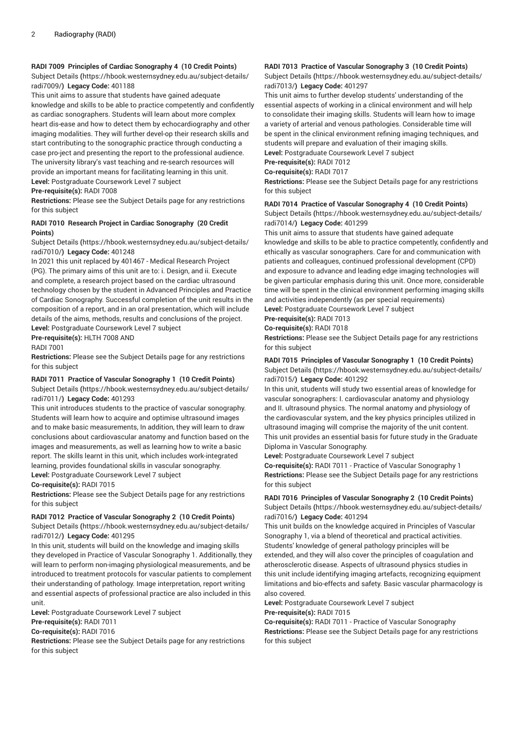### RADI 7009 Principles of Cardiac Sonography 4 (10 Credit Points)

Subject Details (https://hbook.westernsydney.edu.au/subject-details/radi7009/) **Legacy Code:** 401188

This unit aims to assure that students have gained adequate knowledge and skills to be able to practice competently and confidently as cardiac sonographers. Students will learn about more complex heart dis-ease and how to detect them by echocardiography and other imaging modalities. They will further devel-op their research skills and start contributing to the sonographic practice through conducting a case pro-ject and presenting the report to the professional audience. The university library's vast teaching and re-search resources will provide an important means for facilitating learning in this unit.

**Level:** Postgraduate Coursework Level 7 subject

**Pre-requisite(s):** RADI 7008

**Restrictions:** Please see the Subject Details page for any restrictions for this subject

### RADI 7010 Research Project in Cardiac Sonography (20 Credit Points)

Subject Details (https://hbook.westernsydney.edu.au/subject-details/radi7010/) **Legacy Code:** 401248

In 2021 this unit replaced by 401467 - Medical Research Project (PG). The primary aims of this unit are to: i. Design, and ii. Execute and complete, a research project based on the cardiac ultrasound technology chosen by the student in Advanced Principles and Practice of Cardiac Sonography. Successful completion of the unit results in the composition of a report, and in an oral presentation, which will include details of the aims, methods, results and conclusions of the project.

**Level:** Postgraduate Coursework Level 7 subject

**Pre-requisite(s):** HLTH 7008 AND
RADI 7001

**Restrictions:** Please see the Subject Details page for any restrictions for this subject

### RADI 7011 Practice of Vascular Sonography 1 (10 Credit Points)

Subject Details (https://hbook.westernsydney.edu.au/subject-details/radi7011/) **Legacy Code:** 401293

This unit introduces students to the practice of vascular sonography. Students will learn how to acquire and optimise ultrasound images and to make basic measurements, In addition, they will learn to draw conclusions about cardiovascular anatomy and function based on the images and measurements, as well as learning how to write a basic report. The skills learnt in this unit, which includes work-integrated learning, provides foundational skills in vascular sonography.

**Level:** Postgraduate Coursework Level 7 subject

**Co-requisite(s):** RADI 7015

**Restrictions:** Please see the Subject Details page for any restrictions for this subject

### RADI 7012 Practice of Vascular Sonography 2 (10 Credit Points)

Subject Details (https://hbook.westernsydney.edu.au/subject-details/radi7012/) **Legacy Code:** 401295

In this unit, students will build on the knowledge and imaging skills they developed in Practice of Vascular Sonography 1. Additionally, they will learn to perform non-imaging physiological measurements, and be introduced to treatment protocols for vascular patients to complement their understanding of pathology. Image interpretation, report writing and essential aspects of professional practice are also included in this unit.

**Level:** Postgraduate Coursework Level 7 subject

**Pre-requisite(s):** RADI 7011

**Co-requisite(s):** RADI 7016

**Restrictions:** Please see the Subject Details page for any restrictions for this subject

### RADI 7013 Practice of Vascular Sonography 3 (10 Credit Points)

Subject Details (https://hbook.westernsydney.edu.au/subject-details/radi7013/) **Legacy Code:** 401297

This unit aims to further develop students' understanding of the essential aspects of working in a clinical environment and will help to consolidate their imaging skills. Students will learn how to image a variety of arterial and venous pathologies. Considerable time will be spent in the clinical environment refining imaging techniques, and students will prepare and evaluation of their imaging skills.

**Level:** Postgraduate Coursework Level 7 subject

**Pre-requisite(s):** RADI 7012

**Co-requisite(s):** RADI 7017

**Restrictions:** Please see the Subject Details page for any restrictions for this subject

### RADI 7014 Practice of Vascular Sonography 4 (10 Credit Points)

Subject Details (https://hbook.westernsydney.edu.au/subject-details/radi7014/) **Legacy Code:** 401299

This unit aims to assure that students have gained adequate knowledge and skills to be able to practice competently, confidently and ethically as vascular sonographers. Care for and communication with patients and colleagues, continued professional development (CPD) and exposure to advance and leading edge imaging technologies will be given particular emphasis during this unit. Once more, considerable time will be spent in the clinical environment performing imaging skills and activities independently (as per special requirements)

**Level:** Postgraduate Coursework Level 7 subject

**Pre-requisite(s):** RADI 7013

**Co-requisite(s):** RADI 7018

**Restrictions:** Please see the Subject Details page for any restrictions for this subject

### RADI 7015 Principles of Vascular Sonography 1 (10 Credit Points)

Subject Details (https://hbook.westernsydney.edu.au/subject-details/radi7015/) **Legacy Code:** 401292

In this unit, students will study two essential areas of knowledge for vascular sonographers: I. cardiovascular anatomy and physiology and II. ultrasound physics. The normal anatomy and physiology of the cardiovascular system, and the key physics principles utilized in ultrasound imaging will comprise the majority of the unit content. This unit provides an essential basis for future study in the Graduate Diploma in Vascular Sonography.

**Level:** Postgraduate Coursework Level 7 subject

**Co-requisite(s):** RADI 7011 - Practice of Vascular Sonography 1

**Restrictions:** Please see the Subject Details page for any restrictions for this subject

### RADI 7016 Principles of Vascular Sonography 2 (10 Credit Points)

Subject Details (https://hbook.westernsydney.edu.au/subject-details/radi7016/) **Legacy Code:** 401294

This unit builds on the knowledge acquired in Principles of Vascular Sonography 1, via a blend of theoretical and practical activities. Students' knowledge of general pathology principles will be extended, and they will also cover the principles of coagulation and atherosclerotic disease. Aspects of ultrasound physics studies in this unit include identifying imaging artefacts, recognizing equipment limitations and bio-effects and safety. Basic vascular pharmacology is also covered.

**Level:** Postgraduate Coursework Level 7 subject

**Pre-requisite(s):** RADI 7015

**Co-requisite(s):** RADI 7011 - Practice of Vascular Sonography

**Restrictions:** Please see the Subject Details page for any restrictions for this subject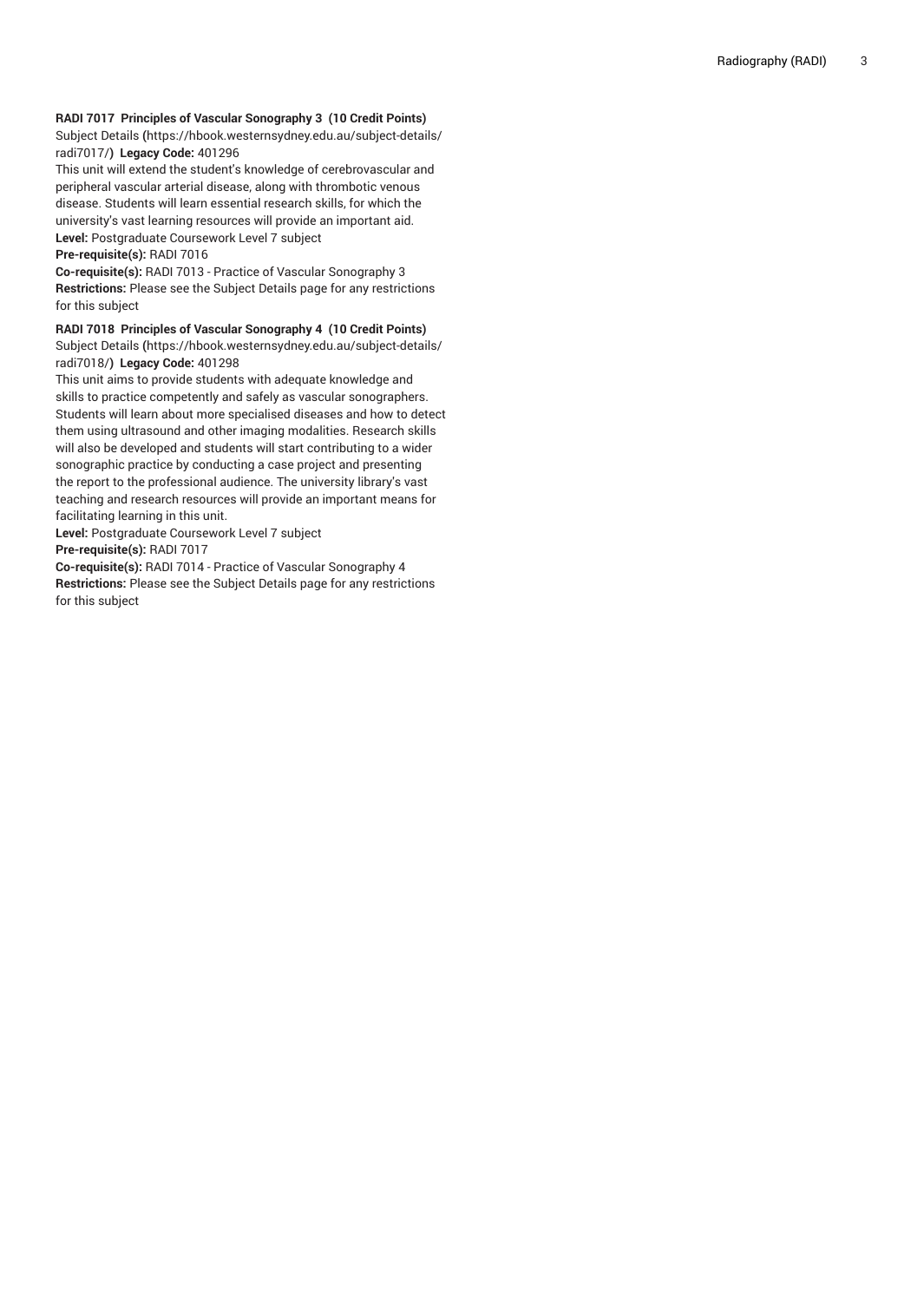**RADI 7017 Principles of Vascular Sonography 3 (10 Credit Points)**
Subject Details (https://hbook.westernsydney.edu.au/subject-details/radi7017/) **Legacy Code:** 401296
This unit will extend the student's knowledge of cerebrovascular and peripheral vascular arterial disease, along with thrombotic venous disease. Students will learn essential research skills, for which the university's vast learning resources will provide an important aid.
**Level:** Postgraduate Coursework Level 7 subject
**Pre-requisite(s):** RADI 7016
**Co-requisite(s):** RADI 7013 - Practice of Vascular Sonography 3
**Restrictions:** Please see the Subject Details page for any restrictions for this subject

**RADI 7018 Principles of Vascular Sonography 4 (10 Credit Points)**
Subject Details (https://hbook.westernsydney.edu.au/subject-details/radi7018/) **Legacy Code:** 401298
This unit aims to provide students with adequate knowledge and skills to practice competently and safely as vascular sonographers. Students will learn about more specialised diseases and how to detect them using ultrasound and other imaging modalities. Research skills will also be developed and students will start contributing to a wider sonographic practice by conducting a case project and presenting the report to the professional audience. The university library's vast teaching and research resources will provide an important means for facilitating learning in this unit.
**Level:** Postgraduate Coursework Level 7 subject
**Pre-requisite(s):** RADI 7017
**Co-requisite(s):** RADI 7014 - Practice of Vascular Sonography 4
**Restrictions:** Please see the Subject Details page for any restrictions for this subject